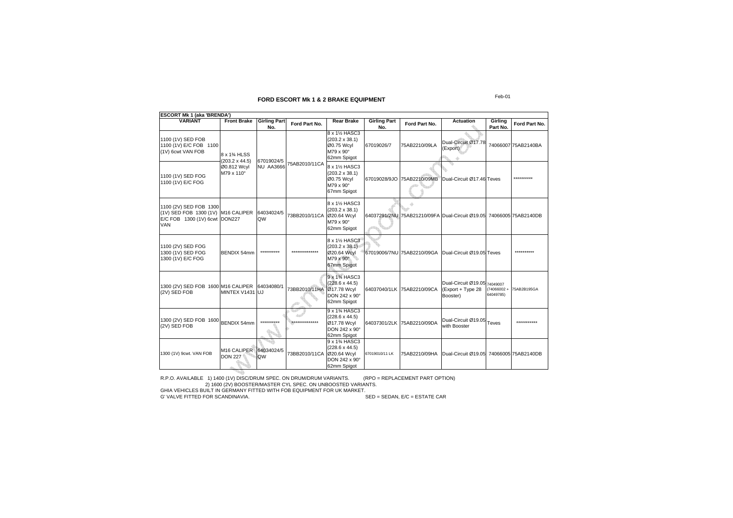# FORD ESCORT Mk 1 & 2 BRAKE EQUIPMENT

Feb-01

| ESCORT Mk 1 (aka 'BRENDA') | | | | | | | | | |
|---|---|---|---|---|---|---|---|---|---|
| VARIANT | Front Brake | Girling Part No. | Ford Part No. | Rear Brake | Girling Part No. | Ford Part No. | Actuation | Girling Part No. | Ford Part No. |
| 1100 (1V) SED FOB 1100 (1V) E/C FOB 1100 (1V) 6cwt VAN FOB | 8 x 1¾ HLSS (203.2 x 44.5) Ø0.812 Wcyl M79 x 110° | 67019024/5 NU AA3666 | 75AB2010/11CA | 8 x 1½ HASC3 (203.2 x 38.1) Ø0.75 Wcyl M79 x 90° 62mm Spigot | 67019026/7 | 75AB2210/09LA | Dual-Circuit Ø17.78 (Export) | 74066007 | 75AB2140BA |
| 1100 (1V) SED FOG 1100 (1V) E/C FOG | | | | 8 x 1½ HASC3 (203.2 x 38.1) Ø0.75 Wcyl M79 x 90° 67mm Spigot | 67019028/9JO | 75AB2210/09MB | Dual-Circuit Ø17.46 | Teves | ********** |
| 1100 (2V) SED FOB 1300 (1V) SED FOB 1300 (1V) E/C FOB 1300 (1V) 6cwt VAN | M16 CALIPER DON227 | 64034024/5 QW | 73BB2010/11CA | 8 x 1½ HASC3 (203.2 x 38.1) Ø20.64 Wcyl M79 x 90° 62mm Spigot | 64037291/2NU | 75AB21210/09FA | Dual-Circuit Ø19.05 | 74066005 | 75AB2140DB |
| 1100 (2V) SED FOG 1300 (1V) SED FOG 1300 (1V) E/C FOG | BENDIX 54mm | ********** | ************** | 8 x 1½ HASC3 (203.2 x 38.1) Ø20.64 Wcyl M79 x 90° 67mm Spigot | 67019006/7NU | 75AB2210/09GA | Dual-Circuit Ø19.05 | Teves | ********** |
| 1300 (2V) SED FOB 1600 (2V) SED FOB | M16 CALIPER MINTEX V1431 | 64034080/1 UJ | 73BB2010/11HA | 9 x 1¾ HASC3 (228.6 x 44.5) Ø17.78 Wcyl DON 242 x 90° 62mm Spigot | 64037040/1LK | 75AB2210/09CA | Dual-Circuit Ø19.05 (Export + Type 28 Booster) | 74049007 (74066002 + 64049785) | 75AB2B195GA |
| 1300 (2V) SED FOB 1600 (2V) SED FOB | BENDIX 54mm | ********** | ************** | 9 x 1¾ HASC3 (228.6 x 44.5) Ø17.78 Wcyl DON 242 x 90° 62mm Spigot | 64037301/2LK | 75AB2210/09DA | Dual-Circuit Ø19.05 with Booster | Teves | *********** |
| 1300 (1V) 9cwt. VAN FOB | M16 CALIPER DON 227 | 64034024/5 QW | 73BB2010/11CA | 9 x 1¾ HASC3 (228.6 x 44.5) Ø20.64 Wcyl DON 242 x 90° 62mm Spigot | 67019010/11 LK | 75AB2210/09HA | Dual-Circuit Ø19.05 | 74066005 | 75AB2140DB |

R.P.O. AVAILABLE 1) 1400 (1V) DISC/DRUM SPEC. ON DRUM/DRUM VARIANTS. (RPO = REPLACEMENT PART OPTION)
2) 1600 (2V) BOOSTER/MASTER CYL SPEC. ON UNBOOSTED VARIANTS.
GHIA VEHICLES BUILT IN GERMANY FITTED WITH FOB EQUIPMENT FOR UK MARKET.
G' VALVE FITTED FOR SCANDINAVIA. SED = SEDAN, E/C = ESTATE CAR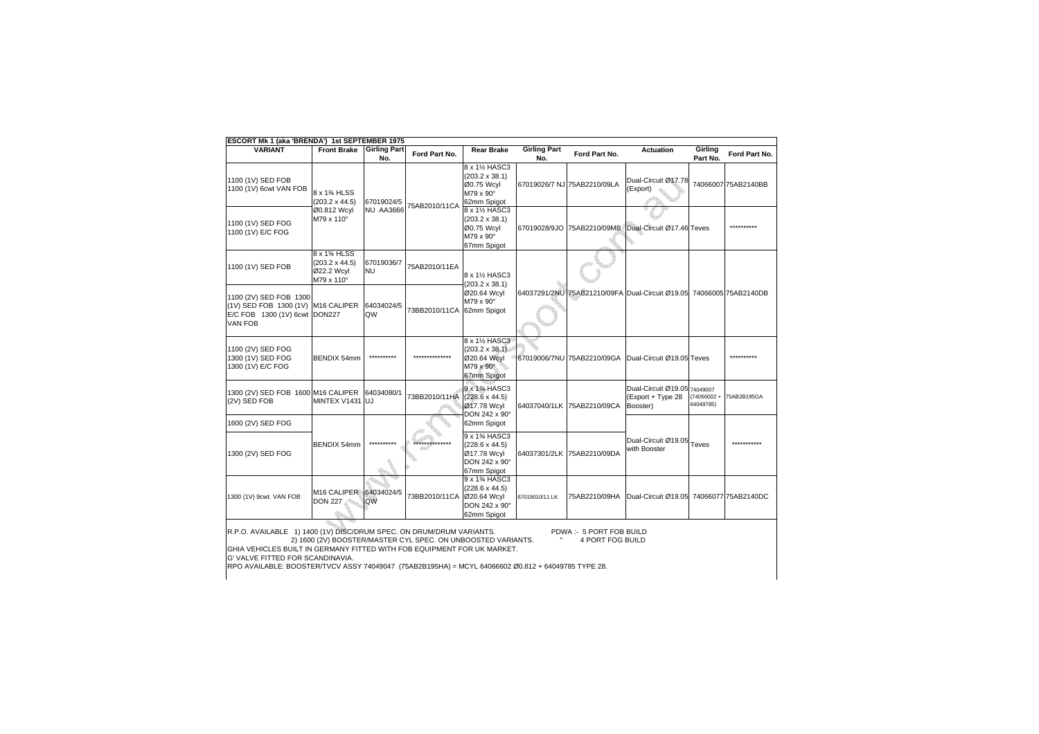**ESCORT Mk 1 (aka 'BRENDA') 1st SEPTEMBER 1975**

| VARIANT | Front Brake | Girling Part No. | Ford Part No. | Rear Brake | Girling Part No. | Ford Part No. | Actuation | Girling Part No. | Ford Part No. |
|---|---|---|---|---|---|---|---|---|---|
| 1100 (1V) SED FOB<br>1100 (1V) 6cwt VAN FOB | 8 x 1¾ HLSS (203.2 x 44.5) Ø0.812 Wcyl M79 x 110° | 67019024/5 NU AA3666 | 75AB2010/11CA | 8 x 1½ HASC3 (203.2 x 38.1) Ø0.75 Wcyl M79 x 90° 62mm Spigot | 67019026/7 NJ | 75AB2210/09LA | Dual-Circuit Ø17.78 (Export) | 74066007 | 75AB2140BB |
| 1100 (1V) SED FOG<br>1100 (1V) E/C FOG | | | | 8 x 1½ HASC3 (203.2 x 38.1) Ø0.75 Wcyl M79 x 90° 67mm Spigot | 67019028/9JO | 75AB2210/09MB | Dual-Circuit Ø17.46 | Teves | ********** |
| 1100 (1V) SED FOB | 8 x 1¾ HLSS (203.2 x 44.5) Ø22.2 Wcyl M79 x 110° | 67019036/7 NU | 75AB2010/11EA | 8 x 1½ HASC3 (203.2 x 38.1) Ø20.64 Wcyl M79 x 90° 62mm Spigot | 64037291/2NU | 75AB21210/09FA | Dual-Circuit Ø19.05 | 74066005 | 75AB2140DB |
| 1100 (2V) SED FOB 1300 (1V) SED FOB 1300 (1V) E/C FOB 1300 (1V) 6cwt VAN FOB | M16 CALIPER DON227 | 64034024/5 QW | 73BB2010/11CA | | | | | | |
| 1100 (2V) SED FOG<br>1300 (1V) SED FOG<br>1300 (1V) E/C FOG | BENDIX 54mm | ********** | ************** | 8 x 1½ HASC3 (203.2 x 38.1) Ø20.64 Wcyl M79 x 90° 67mm Spigot | 67019006/7NU | 75AB2210/09GA | Dual-Circuit Ø19.05 | Teves | ********** |
| 1300 (2V) SED FOB 1600 (2V) SED FOB | M16 CALIPER MINTEX V1431 | 64034080/1 UJ | 73BB2010/11HA | 9 x 1¾ HASC3 (228.6 x 44.5) Ø17.78 Wcyl DON 242 x 90° 62mm Spigot | 64037040/1LK | 75AB2210/09CA | Dual-Circuit Ø19.05 (Export + Type 28 Booster) | 74049007 (74066002 + 64049785) | 75AB2B195GA |
| 1600 (2V) SED FOG | | | | | | | | | |
| 1300 (2V) SED FOG | BENDIX 54mm | ********** | ************** | 9 x 1¾ HASC3 (228.6 x 44.5) Ø17.78 Wcyl DON 242 x 90° 67mm Spigot | 64037301/2LK | 75AB2210/09DA | Dual-Circuit Ø19.05 with Booster | Teves | *********** |
| 1300 (1V) 9cwt. VAN FOB | M16 CALIPER DON 227 | 64034024/5 QW | 73BB2010/11CA | 9 x 1¾ HASC3 (228.6 x 44.5) Ø20.64 Wcyl DON 242 x 90° 62mm Spigot | 67019010/11 LK | 75AB2210/09HA | Dual-Circuit Ø19.05 | 74066077 | 75AB2140DC |

R.P.O. AVAILABLE 1) 1400 (1V) DISC/DRUM SPEC. ON DRUM/DRUM VARIANTS.
2) 1600 (2V) BOOSTER/MASTER CYL SPEC. ON UNBOOSTED VARIANTS.

PDWA :- 5 PORT FOB BUILD
" 4 PORT FOG BUILD

GHIA VEHICLES BUILT IN GERMANY FITTED WITH FOB EQUIPMENT FOR UK MARKET.

G' VALVE FITTED FOR SCANDINAVIA.

RPO AVAILABLE: BOOSTER/TVCV ASSY 74049047 (75AB2B195HA) = MCYL 64066602 Ø0.812 + 64049785 TYPE 28.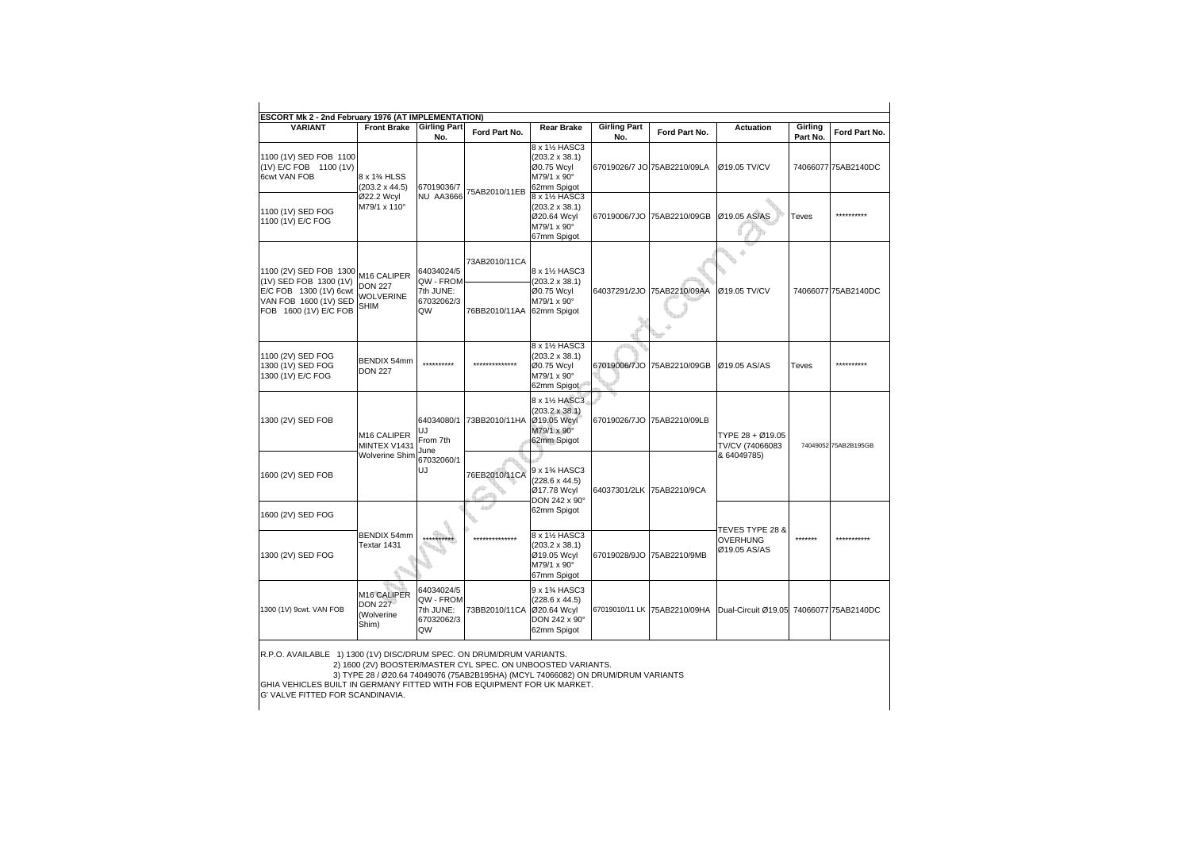**ESCORT Mk 2 - 2nd February 1976 (AT IMPLEMENTATION)**

| VARIANT | Front Brake | Girling Part No. | Ford Part No. | Rear Brake | Girling Part No. | Ford Part No. | Actuation | Girling Part No. | Ford Part No. |
|---|---|---|---|---|---|---|---|---|---|
| 1100 (1V) SED FOB 1100 (1V) E/C FOB 1100 (1V) 6cwt VAN FOB | 8 x 1¾ HLSS (203.2 x 44.5) Ø22.2 Wcyl M79/1 x 110° | 67019036/7 NU AA3666 | 75AB2010/11EB | 8 x 1½ HASC3 (203.2 x 38.1) Ø0.75 Wcyl M79/1 x 90° 62mm Spigot | 67019026/7 JO | 75AB2210/09LA | Ø19.05 TV/CV | 74066077 | 75AB2140DC |
| 1100 (1V) SED FOG 1100 (1V) E/C FOG | | | | 8 x 1½ HASC3 (203.2 x 38.1) Ø20.64 Wcyl M79/1 x 90° 67mm Spigot | 67019006/7JO | 75AB2210/09GB | Ø19.05 AS/AS | Teves | ********** |
| 1100 (2V) SED FOB 1300 (1V) SED FOB 1300 (1V) E/C FOB 1300 (1V) 6cwt VAN FOB 1600 (1V) SED FOB 1600 (1V) E/C FOB | M16 CALIPER DON 227 WOLVERINE SHIM | 64034024/5 QW - FROM 7th JUNE: 67032062/3 QW | 73AB2010/11CA 76BB2010/11AA | 8 x 1½ HASC3 (203.2 x 38.1) Ø0.75 Wcyl M79/1 x 90° 62mm Spigot | 64037291/2JO | 75AB2210/09AA | Ø19.05 TV/CV | 74066077 | 75AB2140DC |
| 1100 (2V) SED FOG 1300 (1V) SED FOG 1300 (1V) E/C FOG | BENDIX 54mm DON 227 | ********** | ************** | 8 x 1½ HASC3 (203.2 x 38.1) Ø0.75 Wcyl M79/1 x 90° 62mm Spigot | 67019006/7JO | 75AB2210/09GB | Ø19.05 AS/AS | Teves | ********** |
| 1300 (2V) SED FOB | M16 CALIPER MINTEX V1431 Wolverine Shim | 64034080/1 UJ From 7th June 67032060/1 UJ | 73BB2010/11HA | 8 x 1½ HASC3 (203.2 x 38.1) Ø19.05 Wcyl M79/1 x 90° 62mm Spigot | 67019026/7JO | 75AB2210/09LB | TYPE 28 + Ø19.05 TV/CV (74066083 & 64049785) | 74049052 | 75AB2B195GB |
| 1600 (2V) SED FOB | | | 76EB2010/11CA | 9 x 1¾ HASC3 (228.6 x 44.5) Ø17.78 Wcyl DON 242 x 90° 62mm Spigot | 64037301/2LK | 75AB2210/9CA | | | |
| 1600 (2V) SED FOG | BENDIX 54mm Textar 1431 | ********** | ************** | | | | TEVES TYPE 28 & OVERHUNG Ø19.05 AS/AS | ******* | *********** |
| 1300 (2V) SED FOG | | | | 8 x 1½ HASC3 (203.2 x 38.1) Ø19.05 Wcyl M79/1 x 90° 67mm Spigot | 67019028/9JO | 75AB2210/9MB | | | |
| 1300 (1V) 9cwt. VAN FOB | M16 CALIPER DON 227 (Wolverine Shim) | 64034024/5 QW - FROM 7th JUNE: 67032062/3 QW | 73BB2010/11CA | 9 x 1¾ HASC3 (228.6 x 44.5) Ø20.64 Wcyl DON 242 x 90° 62mm Spigot | 67019010/11 LK | 75AB2210/09HA | Dual-Circuit Ø19.05 | 74066077 | 75AB2140DC |

R.P.O. AVAILABLE 1) 1300 (1V) DISC/DRUM SPEC. ON DRUM/DRUM VARIANTS.
2) 1600 (2V) BOOSTER/MASTER CYL SPEC. ON UNBOOSTED VARIANTS.
3) TYPE 28 / Ø20.64 74049076 (75AB2B195HA) (MCYL 74066082) ON DRUM/DRUM VARIANTS

GHIA VEHICLES BUILT IN GERMANY FITTED WITH FOB EQUIPMENT FOR UK MARKET.

G' VALVE FITTED FOR SCANDINAVIA.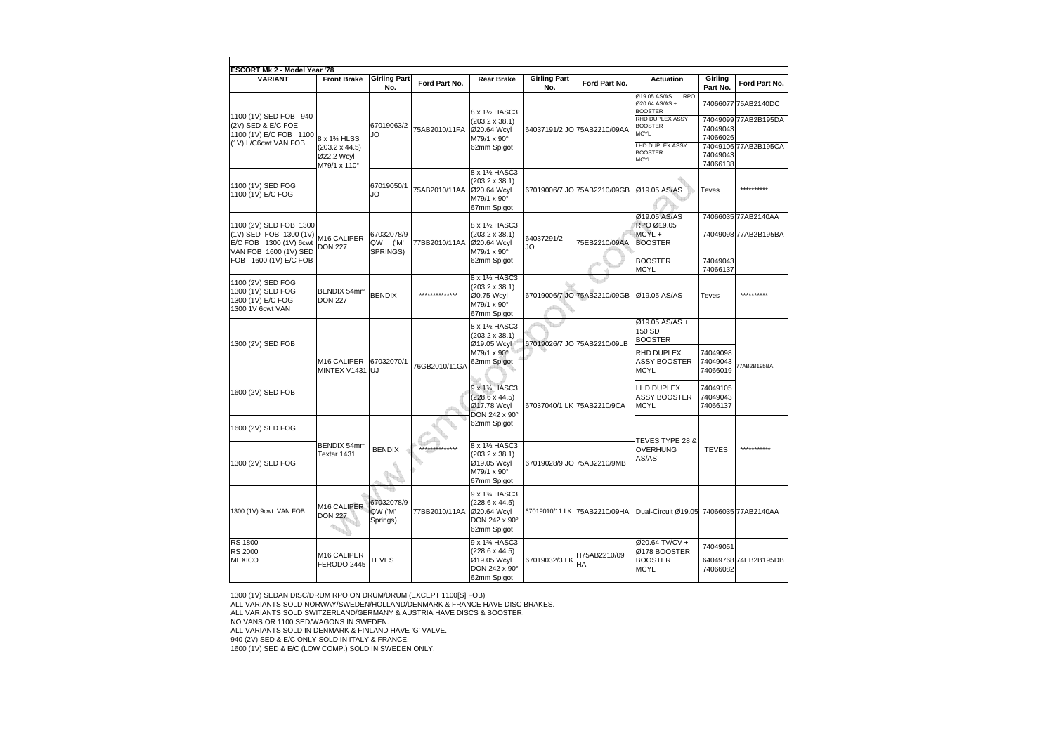**ESCORT Mk 2 - Model Year '78**

| VARIANT | Front Brake | Girling Part No. | Ford Part No. | Rear Brake | Girling Part No. | Ford Part No. | Actuation | Girling Part No. | Ford Part No. |
|---|---|---|---|---|---|---|---|---|---|
| 1100 (1V) SED FOB 940 (2V) SED & E/C FOE 1100 (1V) E/C FOB 1100 (1V) L/C6cwt VAN FOB | 8 x 1¾ HLSS (203.2 x 44.5) Ø22.2 Wcyl M79/1 x 110° | 67019063/2 JO | 75AB2010/11FA | 8 x 1½ HASC3 (203.2 x 38.1) Ø20.64 Wcyl M79/1 x 90° 62mm Spigot | 64037191/2 JO | 75AB2210/09AA | Ø19.05 AS/AS RPO Ø20.64 AS/AS + BOOSTER | 74066077 | 75AB2140DC |
| | | | | | | | RHD DUPLEX ASSY BOOSTER MCYL | 74049099 74049043 74066026 | 77AB2B195DA |
| | | | | | | | LHD DUPLEX ASSY BOOSTER MCYL | 74049106 74049043 74066138 | 77AB2B195CA |
| 1100 (1V) SED FOG 1100 (1V) E/C FOG | | 67019050/1 JO | 75AB2010/11AA | 8 x 1½ HASC3 (203.2 x 38.1) Ø20.64 Wcyl M79/1 x 90° 67mm Spigot | 67019006/7 JO | 75AB2210/09GB | Ø19.05 AS/AS | Teves | ********** |
| 1100 (2V) SED FOB 1300 (1V) SED FOB 1300 (1V) E/C FOB 1300 (1V) 6cwt VAN FOB 1600 (1V) SED FOB 1600 (1V) E/C FOB | M16 CALIPER DON 227 | 67032078/9 QW ('M' SPRINGS) | 77BB2010/11AA | 8 x 1½ HASC3 (203.2 x 38.1) Ø20.64 Wcyl M79/1 x 90° 62mm Spigot | 64037291/2 JO | 75EB2210/09AA | Ø19.05 AS/AS RPO Ø19.05 MCYL + BOOSTER | 74066035 74049098 | 77AB2140AA 77AB2B195BA |
| | | | | | | | BOOSTER MCYL | 74049043 74066137 | |
| 1100 (2V) SED FOG 1300 (1V) SED FOG 1300 (1V) E/C FOG 1300 1V 6cwt VAN | BENDIX 54mm DON 227 | BENDIX | ************** | 8 x 1½ HASC3 (203.2 x 38.1) Ø0.75 Wcyl M79/1 x 90° 67mm Spigot | 67019006/7 JO | 75AB2210/09GB | Ø19.05 AS/AS | Teves | ********** |
| 1300 (2V) SED FOB | M16 CALIPER MINTEX V1431 | 67032070/1 UJ | 76GB2010/11GA | 8 x 1½ HASC3 (203.2 x 38.1) Ø19.05 Wcyl M79/1 x 90° 62mm Spigot | 67019026/7 JO | 75AB2210/09LB | Ø19.05 AS/AS + 150 SD BOOSTER | | |
| | | | | | | | RHD DUPLEX ASSY BOOSTER MCYL | 74049098 74049043 74066019 | 77AB2B195BA |
| 1600 (2V) SED FOB | | | | 9 x 1¾ HASC3 (228.6 x 44.5) Ø17.78 Wcyl DON 242 x 90° 62mm Spigot | 67037040/1 LK | 75AB2210/9CA | LHD DUPLEX ASSY BOOSTER MCYL | 74049105 74049043 74066137 | |
| 1600 (2V) SED FOG | BENDIX 54mm Textar 1431 | BENDIX | ************** | | | | TEVES TYPE 28 & OVERHUNG AS/AS | TEVES | *********** |
| 1300 (2V) SED FOG | | | | 8 x 1½ HASC3 (203.2 x 38.1) Ø19.05 Wcyl M79/1 x 90° 67mm Spigot | 67019028/9 JO | 75AB2210/9MB | | | |
| 1300 (1V) 9cwt. VAN FOB | M16 CALIPER DON 227 | 67032078/9 QW ('M' Springs) | 77BB2010/11AA | 9 x 1¾ HASC3 (228.6 x 44.5) Ø20.64 Wcyl DON 242 x 90° 62mm Spigot | 67019010/11 LK | 75AB2210/09HA | Dual-Circuit Ø19.05 | 74066035 | 77AB2140AA |
| RS 1800 RS 2000 MEXICO | M16 CALIPER FERODO 2445 | TEVES | | 9 x 1¾ HASC3 (228.6 x 44.5) Ø19.05 Wcyl DON 242 x 90° 62mm Spigot | 67019032/3 LK | H75AB2210/09 HA | Ø20.64 TV/CV + Ø178 BOOSTER BOOSTER MCYL | 74049051 64049768 74066082 | 74EB2B195DB |

1300 (1V) SEDAN DISC/DRUM RPO ON DRUM/DRUM (EXCEPT 1100[S] FOB)
ALL VARIANTS SOLD NORWAY/SWEDEN/HOLLAND/DENMARK & FRANCE HAVE DISC BRAKES.
ALL VARIANTS SOLD SWITZERLAND/GERMANY & AUSTRIA HAVE DISCS & BOOSTER.
NO VANS OR 1100 SED/WAGONS IN SWEDEN.
ALL VARIANTS SOLD IN DENMARK & FINLAND HAVE 'G' VALVE.
940 (2V) SED & E/C ONLY SOLD IN ITALY & FRANCE.
1600 (1V) SED & E/C (LOW COMP.) SOLD IN SWEDEN ONLY.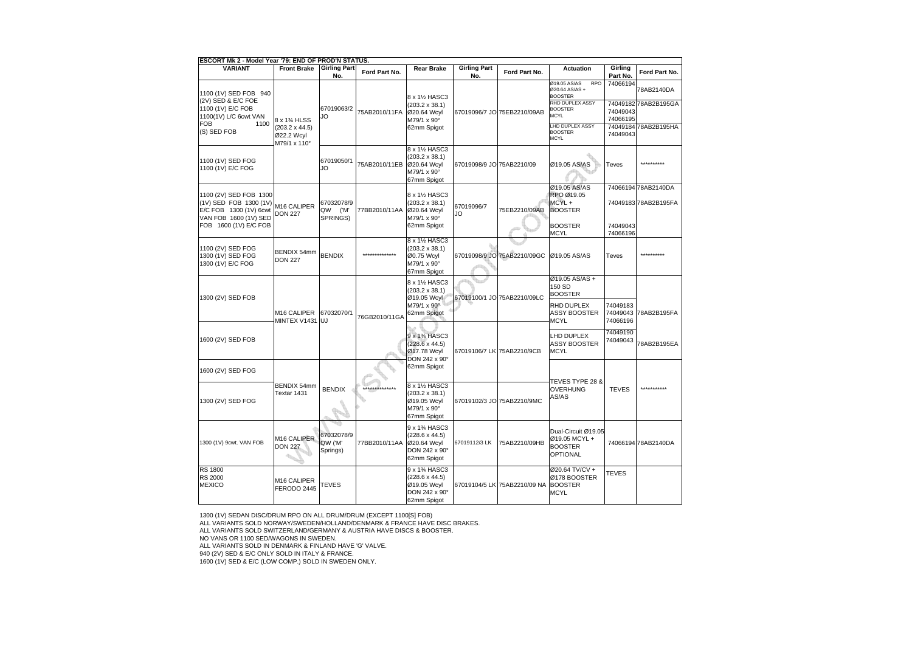**ESCORT Mk 2 - Model Year '79: END OF PROD'N STATUS.**

| VARIANT | Front Brake | Girling Part No. | Ford Part No. | Rear Brake | Girling Part No. | Ford Part No. | Actuation | Girling Part No. | Ford Part No. |
|---|---|---|---|---|---|---|---|---|---|
| 1100 (1V) SED FOB 940 (2V) SED & E/C FOE 1100 (1V) E/C FOB 1100(1V) L/C 6cwt VAN FOB 1100 (S) SED FOB | 8 x 1¾ HLSS (203.2 x 44.5) Ø22.2 Wcyl M79/1 x 110° | 67019063/2 JO | 75AB2010/11FA | 8 x 1½ HASC3 (203.2 x 38.1) Ø20.64 Wcyl M79/1 x 90° 62mm Spigot | 67019096/7 JO | 75EB2210/09AB | Ø19.05 AS/AS RPO Ø20.64 AS/AS + BOOSTER | 74066194 | 78AB2140DA |
| | | | | | | | RHD DUPLEX ASSY BOOSTER MCYL | 74049182 74049043 74066195 | 78AB2B195GA |
| | | | | | | | LHD DUPLEX ASSY BOOSTER MCYL | 74049184 74049043 | 78AB2B195HA |
| 1100 (1V) SED FOG 1100 (1V) E/C FOG | | 67019050/1 JO | 75AB2010/11EB | 8 x 1½ HASC3 (203.2 x 38.1) Ø20.64 Wcyl M79/1 x 90° 67mm Spigot | 67019098/9 JO | 75AB2210/09 | Ø19.05 AS/AS | Teves | ********** |
| 1100 (2V) SED FOB 1300 (1V) SED FOB 1300 (1V) E/C FOB 1300 (1V) 6cwt VAN FOB 1600 (1V) SED FOB 1600 (1V) E/C FOB | M16 CALIPER DON 227 | 67032078/9 QW ('M' SPRINGS) | 77BB2010/11AA | 8 x 1½ HASC3 (203.2 x 38.1) Ø20.64 Wcyl M79/1 x 90° 62mm Spigot | 67019096/7 JO | 75EB2210/09AB | Ø19.05 AS/AS RPO Ø19.05 MCYL + BOOSTER | 74066194 | 78AB2140DA |
| | | | | | | | | 74049183 | 78AB2B195FA |
| | | | | | | | BOOSTER MCYL | 74049043 74066196 | |
| 1100 (2V) SED FOG 1300 (1V) SED FOG 1300 (1V) E/C FOG | BENDIX 54mm DON 227 | BENDIX | ************** | 8 x 1½ HASC3 (203.2 x 38.1) Ø0.75 Wcyl M79/1 x 90° 67mm Spigot | 67019098/9 JO | 75AB2210/09GC | Ø19.05 AS/AS | Teves | ********** |
| 1300 (2V) SED FOB | M16 CALIPER MINTEX V1431 | 67032070/1 UJ | 76GB2010/11GA | 8 x 1½ HASC3 (203.2 x 38.1) Ø19.05 Wcyl M79/1 x 90° 62mm Spigot | 67019100/1 JO | 75AB2210/09LC | Ø19.05 AS/AS + 150 SD BOOSTER | | |
| | | | | | | | RHD DUPLEX ASSY BOOSTER MCYL | 74049183 74049043 74066196 | 78AB2B195FA |
| 1600 (2V) SED FOB | | | | 9 x 1¾ HASC3 (228.6 x 44.5) Ø17.78 Wcyl DON 242 x 90° 62mm Spigot | 67019106/7 LK | 75AB2210/9CB | LHD DUPLEX ASSY BOOSTER MCYL | 74049190 74049043 | 78AB2B195EA |
| 1600 (2V) SED FOG | BENDIX 54mm Textar 1431 | BENDIX | ************** | | | | TEVES TYPE 28 & OVERHUNG AS/AS | TEVES | *********** |
| 1300 (2V) SED FOG | | | | 8 x 1½ HASC3 (203.2 x 38.1) Ø19.05 Wcyl M79/1 x 90° 67mm Spigot | 67019102/3 JO | 75AB2210/9MC | | | |
| 1300 (1V) 9cwt. VAN FOB | M16 CALIPER DON 227 | 67032078/9 QW ('M' Springs) | 77BB2010/11AA | 9 x 1¾ HASC3 (228.6 x 44.5) Ø20.64 Wcyl DON 242 x 90° 62mm Spigot | 67019112/3 LK | 75AB2210/09HB | Dual-Circuit Ø19.05 Ø19.05 MCYL + BOOSTER OPTIONAL | 74066194 | 78AB2140DA |
| RS 1800 RS 2000 MEXICO | M16 CALIPER FERODO 2445 | TEVES | | 9 x 1¾ HASC3 (228.6 x 44.5) Ø19.05 Wcyl DON 242 x 90° 62mm Spigot | 67019104/5 LK | 75AB2210/09 NA | Ø20.64 TV/CV + Ø178 BOOSTER MCYL | TEVES | |

1300 (1V) SEDAN DISC/DRUM RPO ON ALL DRUM/DRUM (EXCEPT 1100[S] FOB)
ALL VARIANTS SOLD NORWAY/SWEDEN/HOLLAND/DENMARK & FRANCE HAVE DISC BRAKES.
ALL VARIANTS SOLD SWITZERLAND/GERMANY & AUSTRIA HAVE DISCS & BOOSTER.
NO VANS OR 1100 SED/WAGONS IN SWEDEN.
ALL VARIANTS SOLD IN DENMARK & FINLAND HAVE 'G' VALVE.
940 (2V) SED & E/C ONLY SOLD IN ITALY & FRANCE.
1600 (1V) SED & E/C (LOW COMP.) SOLD IN SWEDEN ONLY.